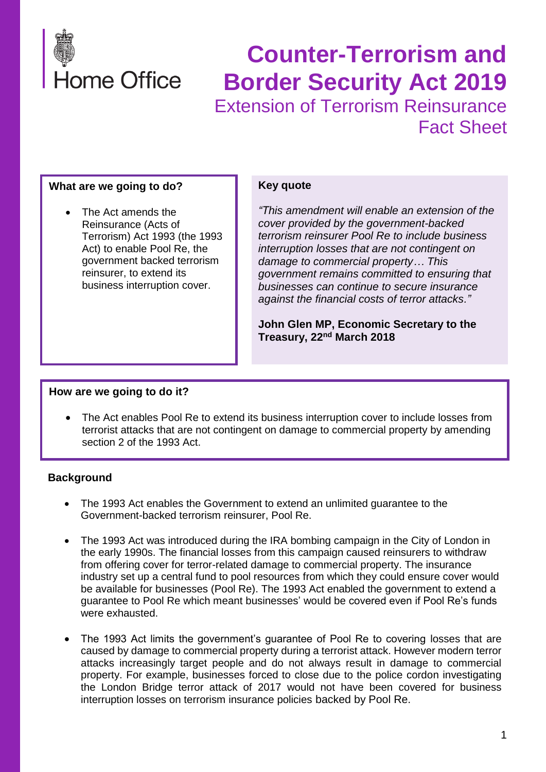Home Office

# Counter-Terrorism and Border Security Act 2019

## Extension of Terrorism Reinsurance Fact Sheet

### What are we going to do?

- The Act amends the Reinsurance (Acts of Terrorism) Act 1993 (the 1993 Act) to enable Pool Re, the government backed terrorism reinsurer, to extend its business interruption cover.

### Key quote

*"This amendment will enable an extension of the cover provided by the government-backed terrorism reinsurer Pool Re to include business interruption losses that are not contingent on damage to commercial property… This government remains committed to ensuring that businesses can continue to secure insurance against the financial costs of terror attacks."*

**John Glen MP, Economic Secretary to the Treasury, 22nd March 2018**

### How are we going to do it?

- The Act enables Pool Re to extend its business interruption cover to include losses from terrorist attacks that are not contingent on damage to commercial property by amending section 2 of the 1993 Act.

### Background

- The 1993 Act enables the Government to extend an unlimited guarantee to the Government-backed terrorism reinsurer, Pool Re.

- The 1993 Act was introduced during the IRA bombing campaign in the City of London in the early 1990s. The financial losses from this campaign caused reinsurers to withdraw from offering cover for terror-related damage to commercial property. The insurance industry set up a central fund to pool resources from which they could ensure cover would be available for businesses (Pool Re). The 1993 Act enabled the government to extend a guarantee to Pool Re which meant businesses' would be covered even if Pool Re's funds were exhausted.

- The 1993 Act limits the government's guarantee of Pool Re to covering losses that are caused by damage to commercial property during a terrorist attack. However modern terror attacks increasingly target people and do not always result in damage to commercial property. For example, businesses forced to close due to the police cordon investigating the London Bridge terror attack of 2017 would not have been covered for business interruption losses on terrorism insurance policies backed by Pool Re.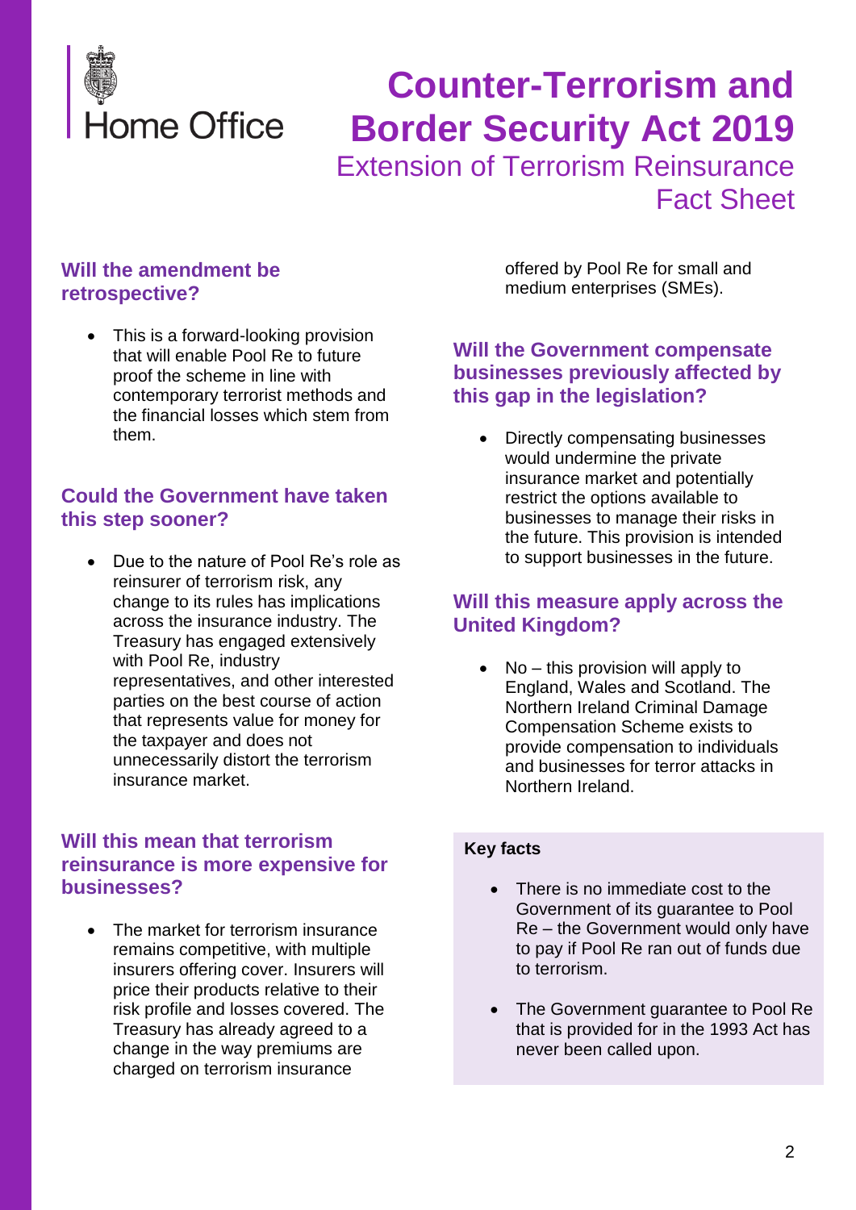Home Office

# Counter-Terrorism and Border Security Act 2019

## Extension of Terrorism Reinsurance Fact Sheet

### Will the amendment be retrospective?

- This is a forward-looking provision that will enable Pool Re to future proof the scheme in line with contemporary terrorist methods and the financial losses which stem from them.

### Could the Government have taken this step sooner?

- Due to the nature of Pool Re's role as reinsurer of terrorism risk, any change to its rules has implications across the insurance industry. The Treasury has engaged extensively with Pool Re, industry representatives, and other interested parties on the best course of action that represents value for money for the taxpayer and does not unnecessarily distort the terrorism insurance market.

### Will this mean that terrorism reinsurance is more expensive for businesses?

- The market for terrorism insurance remains competitive, with multiple insurers offering cover. Insurers will price their products relative to their risk profile and losses covered. The Treasury has already agreed to a change in the way premiums are charged on terrorism insurance offered by Pool Re for small and medium enterprises (SMEs).

### Will the Government compensate businesses previously affected by this gap in the legislation?

- Directly compensating businesses would undermine the private insurance market and potentially restrict the options available to businesses to manage their risks in the future. This provision is intended to support businesses in the future.

### Will this measure apply across the United Kingdom?

- No – this provision will apply to England, Wales and Scotland. The Northern Ireland Criminal Damage Compensation Scheme exists to provide compensation to individuals and businesses for terror attacks in Northern Ireland.

**Key facts**

- There is no immediate cost to the Government of its guarantee to Pool Re – the Government would only have to pay if Pool Re ran out of funds due to terrorism.
- The Government guarantee to Pool Re that is provided for in the 1993 Act has never been called upon.